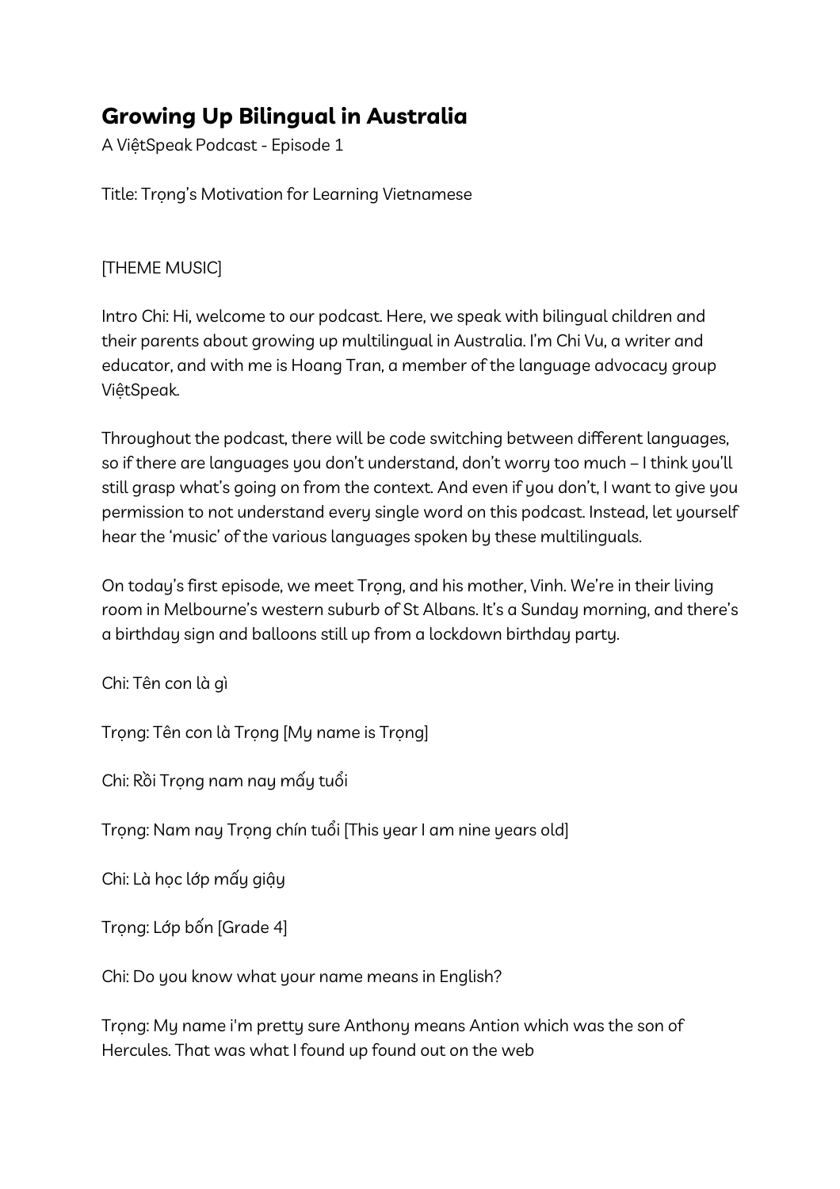# Growing Up Bilingual in Australia

A ViệtSpeak Podcast - Episode 1

Title: Trọng's Motivation for Learning Vietnamese

[THEME MUSIC]

Intro Chi: Hi, welcome to our podcast. Here, we speak with bilingual children and their parents about growing up multilingual in Australia. I'm Chi Vu, a writer and educator, and with me is Hoang Tran, a member of the language advocacy group ViệtSpeak.

Throughout the podcast, there will be code switching between different languages, so if there are languages you don't understand, don't worry too much – I think you'll still grasp what's going on from the context. And even if you don't, I want to give you permission to not understand every single word on this podcast. Instead, let yourself hear the 'music' of the various languages spoken by these multilinguals.

On today's first episode, we meet Trọng, and his mother, Vinh. We're in their living room in Melbourne's western suburb of St Albans. It's a Sunday morning, and there's a birthday sign and balloons still up from a lockdown birthday party.

Chi: Tên con là gì

Trọng: Tên con là Trọng [My name is Trọng]

Chi: Rồi Trọng nam nay mấy tuổi

Trọng: Nam nay Trọng chín tuổi [This year I am nine years old]

Chi: Là học lớp mấy giậy

Trọng: Lớp bốn [Grade 4]

Chi: Do you know what your name means in English?

Trọng: My name i'm pretty sure Anthony means Antion which was the son of Hercules. That was what I found up found out on the web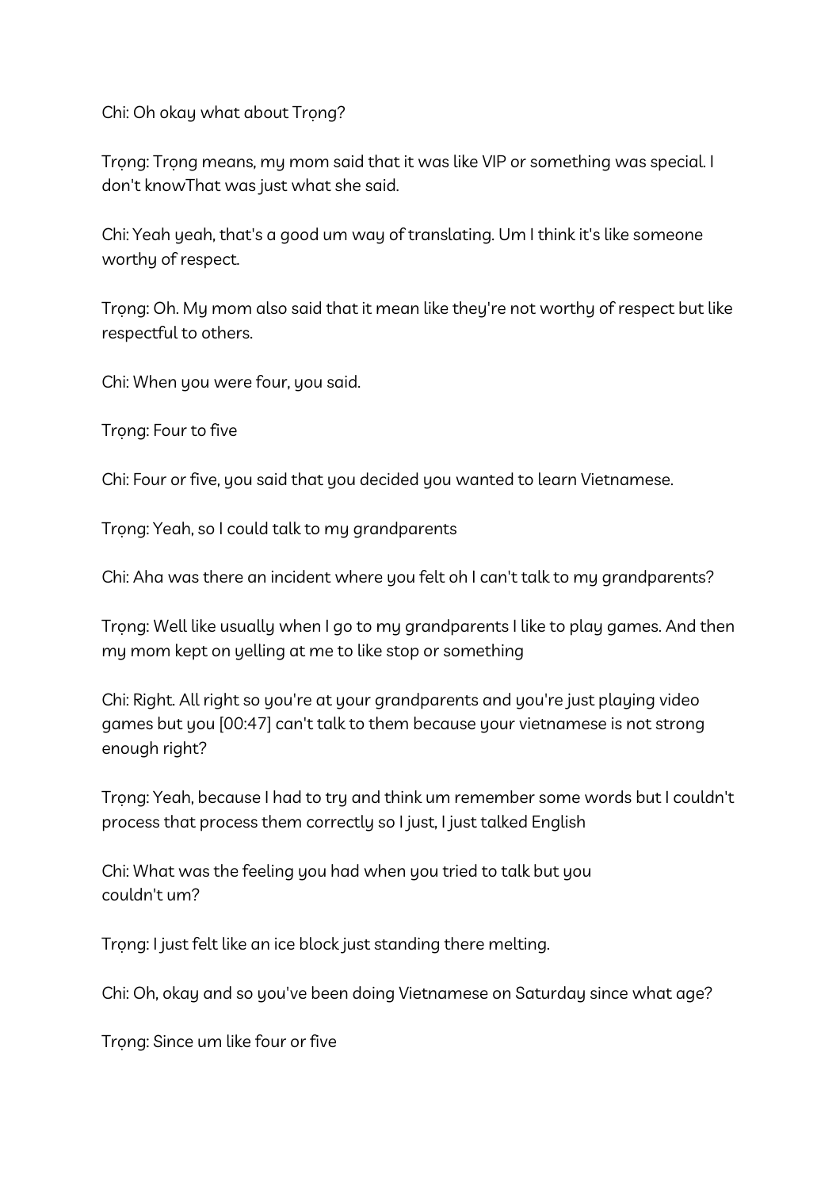Chi: Oh okay what about Trọng?

Trọng: Trọng means, my mom said that it was like VIP or something was special. I don't knowThat was just what she said.

Chi: Yeah yeah, that's a good um way of translating. Um I think it's like someone worthy of respect.

Trọng: Oh. My mom also said that it mean like they're not worthy of respect but like respectful to others.

Chi: When you were four, you said.

Trọng: Four to five

Chi: Four or five, you said that you decided you wanted to learn Vietnamese.

Trọng: Yeah, so I could talk to my grandparents

Chi: Aha was there an incident where you felt oh I can't talk to my grandparents?

Trọng: Well like usually when I go to my grandparents I like to play games. And then my mom kept on yelling at me to like stop or something

Chi: Right. All right so you're at your grandparents and you're just playing video games but you [00:47] can't talk to them because your vietnamese is not strong enough right?

Trọng: Yeah, because I had to try and think um remember some words but I couldn't process that process them correctly so I just, I just talked English

Chi: What was the feeling you had when you tried to talk but you couldn't um?

Trọng: I just felt like an ice block just standing there melting.

Chi: Oh, okay and so you've been doing Vietnamese on Saturday since what age?

Trọng: Since um like four or five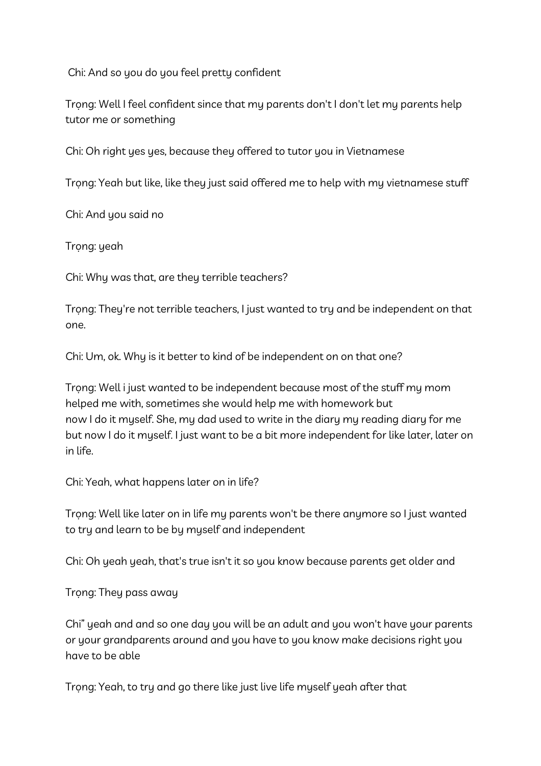Chi: And so you do you feel pretty confident

Trọng: Well I feel confident since that my parents don't I don't let my parents help tutor me or something

Chi: Oh right yes yes, because they offered to tutor you in Vietnamese

Trọng: Yeah but like, like they just said offered me to help with my vietnamese stuff

Chi: And you said no

Trọng: yeah

Chi: Why was that, are they terrible teachers?

Trọng: They're not terrible teachers, I just wanted to try and be independent on that one.

Chi: Um, ok. Why is it better to kind of be independent on on that one?

Trọng: Well i just wanted to be independent because most of the stuff my mom helped me with, sometimes she would help me with homework but
now I do it myself. She, my dad used to write in the diary my reading diary for me but now I do it myself. I just want to be a bit more independent for like later, later on in life.

Chi: Yeah, what happens later on in life?

Trọng: Well like later on in life my parents won't be there anymore so I just wanted to try and learn to be by myself and independent

Chi: Oh yeah yeah, that's true isn't it so you know because parents get older and

Trọng: They pass away

Chi" yeah and and so one day you will be an adult and you won't have your parents or your grandparents around and you have to you know make decisions right you have to be able

Trọng: Yeah, to try and go there like just live life myself yeah after that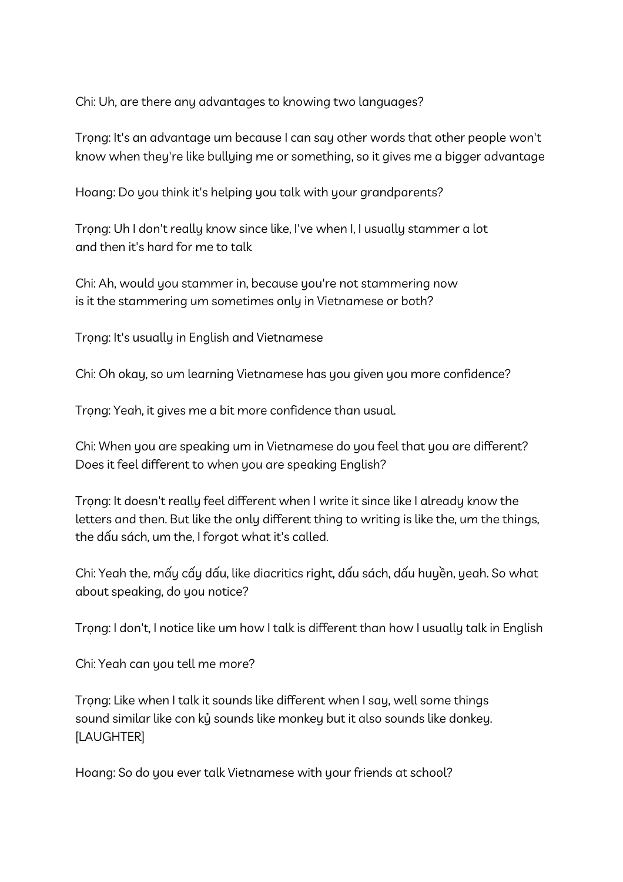Chi: Uh, are there any advantages to knowing two languages?

Trọng: It's an advantage um because I can say other words that other people won't know when they're like bullying me or something, so it gives me a bigger advantage

Hoang: Do you think it's helping you talk with your grandparents?

Trọng: Uh I don't really know since like, I've when I, I usually stammer a lot and then it's hard for me to talk

Chi: Ah, would you stammer in, because you're not stammering now is it the stammering um sometimes only in Vietnamese or both?

Trọng: It's usually in English and Vietnamese

Chi: Oh okay, so um learning Vietnamese has you given you more confidence?

Trọng: Yeah, it gives me a bit more confidence than usual.

Chi: When you are speaking um in Vietnamese do you feel that you are different? Does it feel different to when you are speaking English?

Trọng: It doesn't really feel different when I write it since like I already know the letters and then. But like the only different thing to writing is like the, um the things, the dấu sách, um the, I forgot what it's called.

Chi: Yeah the, mấy cấy dấu, like diacritics right, dấu sách, dấu huyền, yeah. So what about speaking, do you notice?

Trọng: I don't, I notice like um how I talk is different than how I usually talk in English

Chi: Yeah can you tell me more?

Trọng: Like when I talk it sounds like different when I say, well some things sound similar like con kỷ sounds like monkey but it also sounds like donkey. [LAUGHTER]

Hoang: So do you ever talk Vietnamese with your friends at school?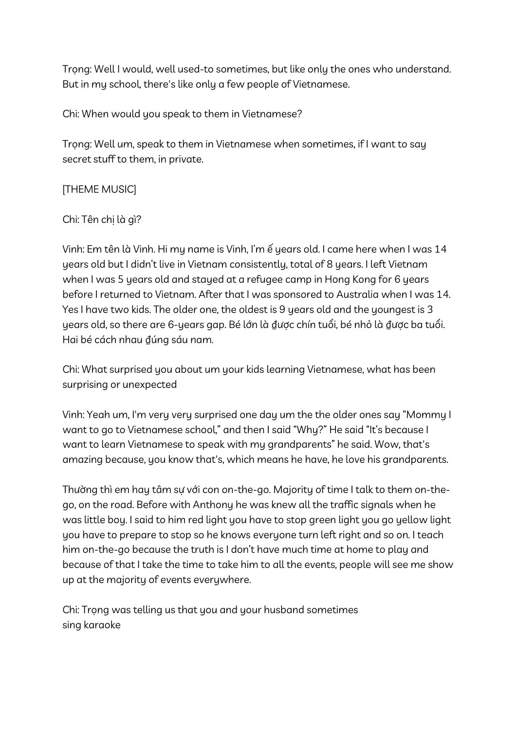Trọng: Well I would, well used-to sometimes, but like only the ones who understand. But in my school, there's like only a few people of Vietnamese.

Chi: When would you speak to them in Vietnamese?

Trọng: Well um, speak to them in Vietnamese when sometimes, if I want to say secret stuff to them, in private.

[THEME MUSIC]

Chi: Tên chị là gì?

Vinh: Em tên là Vinh. Hi my name is Vinh, I'm ế years old. I came here when I was 14 years old but I didn't live in Vietnam consistently, total of 8 years. I left Vietnam when I was 5 years old and stayed at a refugee camp in Hong Kong for 6 years before I returned to Vietnam. After that I was sponsored to Australia when I was 14. Yes I have two kids. The older one, the oldest is 9 years old and the youngest is 3 years old, so there are 6-years gap. Bé lớn là được chín tuổi, bé nhỏ là được ba tuổi. Hai bé cách nhau đúng sáu nam.

Chi: What surprised you about um your kids learning Vietnamese, what has been surprising or unexpected

Vinh: Yeah um, I'm very very surprised one day um the the older ones say "Mommy I want to go to Vietnamese school," and then I said "Why?" He said "It's because I want to learn Vietnamese to speak with my grandparents" he said. Wow, that's amazing because, you know that's, which means he have, he love his grandparents.

Thường thì em hay tâm sự với con on-the-go. Majority of time I talk to them on-the-go, on the road. Before with Anthony he was knew all the traffic signals when he was little boy. I said to him red light you have to stop green light you go yellow light you have to prepare to stop so he knows everyone turn left right and so on. I teach him on-the-go because the truth is I don't have much time at home to play and because of that I take the time to take him to all the events, people will see me show up at the majority of events everywhere.

Chi: Trọng was telling us that you and your husband sometimes sing karaoke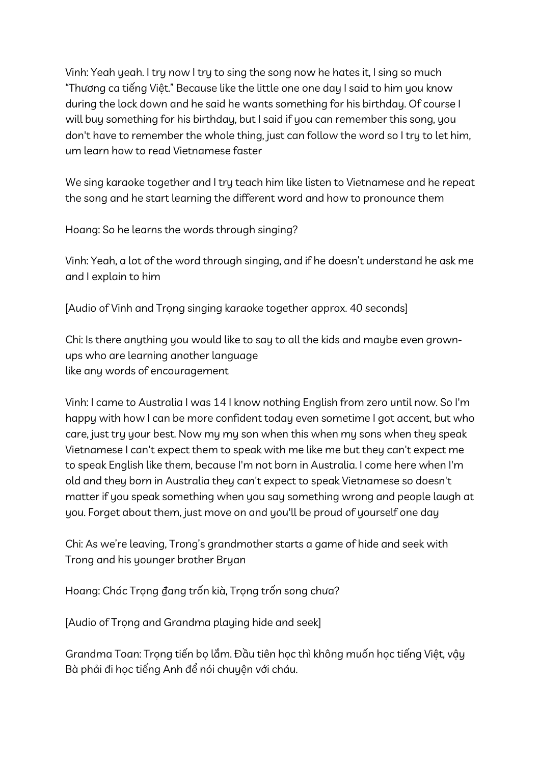Vinh: Yeah yeah. I try now I try to sing the song now he hates it, I sing so much "Thương ca tiếng Việt." Because like the little one one day I said to him you know during the lock down and he said he wants something for his birthday. Of course I will buy something for his birthday, but I said if you can remember this song, you don't have to remember the whole thing, just can follow the word so I try to let him, um learn how to read Vietnamese faster

We sing karaoke together and I try teach him like listen to Vietnamese and he repeat the song and he start learning the different word and how to pronounce them

Hoang: So he learns the words through singing?

Vinh: Yeah, a lot of the word through singing, and if he doesn't understand he ask me and I explain to him

[Audio of Vinh and Trọng singing karaoke together approx. 40 seconds]

Chi: Is there anything you would like to say to all the kids and maybe even grown-ups who are learning another language
like any words of encouragement

Vinh: I came to Australia I was 14 I know nothing English from zero until now. So I'm happy with how I can be more confident today even sometime I got accent, but who care, just try your best. Now my my son when this when my sons when they speak Vietnamese I can't expect them to speak with me like me but they can't expect me to speak English like them, because I'm not born in Australia. I come here when I'm old and they born in Australia they can't expect to speak Vietnamese so doesn't matter if you speak something when you say something wrong and people laugh at you. Forget about them, just move on and you'll be proud of yourself one day

Chi: As we're leaving, Trong's grandmother starts a game of hide and seek with Trong and his younger brother Bryan

Hoang: Chác Trọng đang trốn kià, Trọng trốn song chưa?

[Audio of Trọng and Grandma playing hide and seek]

Grandma Toan: Trọng tiến bọ lắm. Đầu tiên học thì không muốn học tiếng Việt, vậy Bà phải đi học tiếng Anh để nói chuyện với cháu.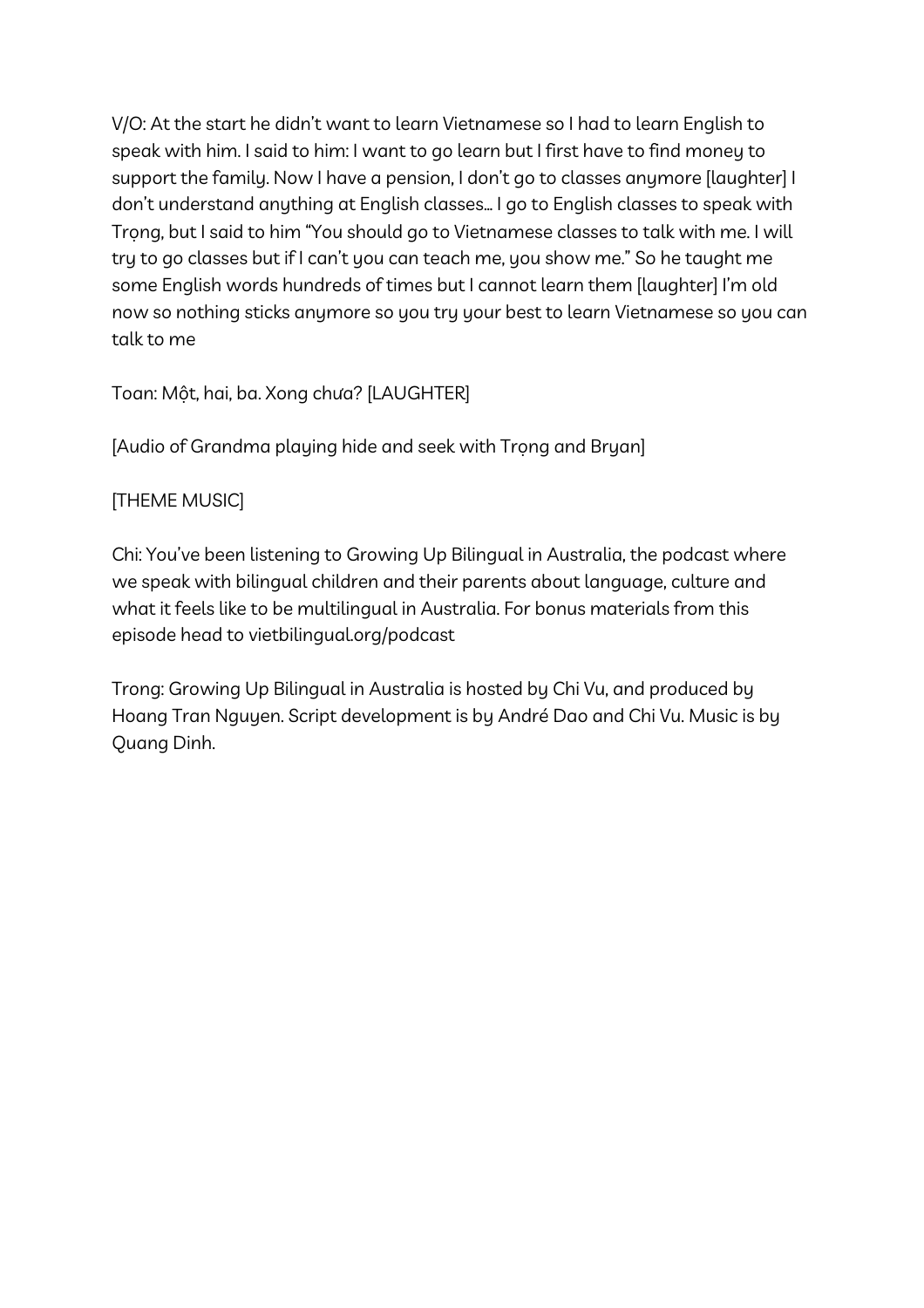V/O: At the start he didn't want to learn Vietnamese so I had to learn English to speak with him. I said to him: I want to go learn but I first have to find money to support the family. Now I have a pension, I don't go to classes anymore [laughter] I don't understand anything at English classes… I go to English classes to speak with Trọng, but I said to him "You should go to Vietnamese classes to talk with me. I will try to go classes but if I can't you can teach me, you show me." So he taught me some English words hundreds of times but I cannot learn them [laughter] I'm old now so nothing sticks anymore so you try your best to learn Vietnamese so you can talk to me

Toan: Một, hai, ba. Xong chưa? [LAUGHTER]

[Audio of Grandma playing hide and seek with Trọng and Bryan]

[THEME MUSIC]

Chi: You've been listening to Growing Up Bilingual in Australia, the podcast where we speak with bilingual children and their parents about language, culture and what it feels like to be multilingual in Australia. For bonus materials from this episode head to vietbilingual.org/podcast

Trong: Growing Up Bilingual in Australia is hosted by Chi Vu, and produced by Hoang Tran Nguyen. Script development is by André Dao and Chi Vu. Music is by Quang Dinh.